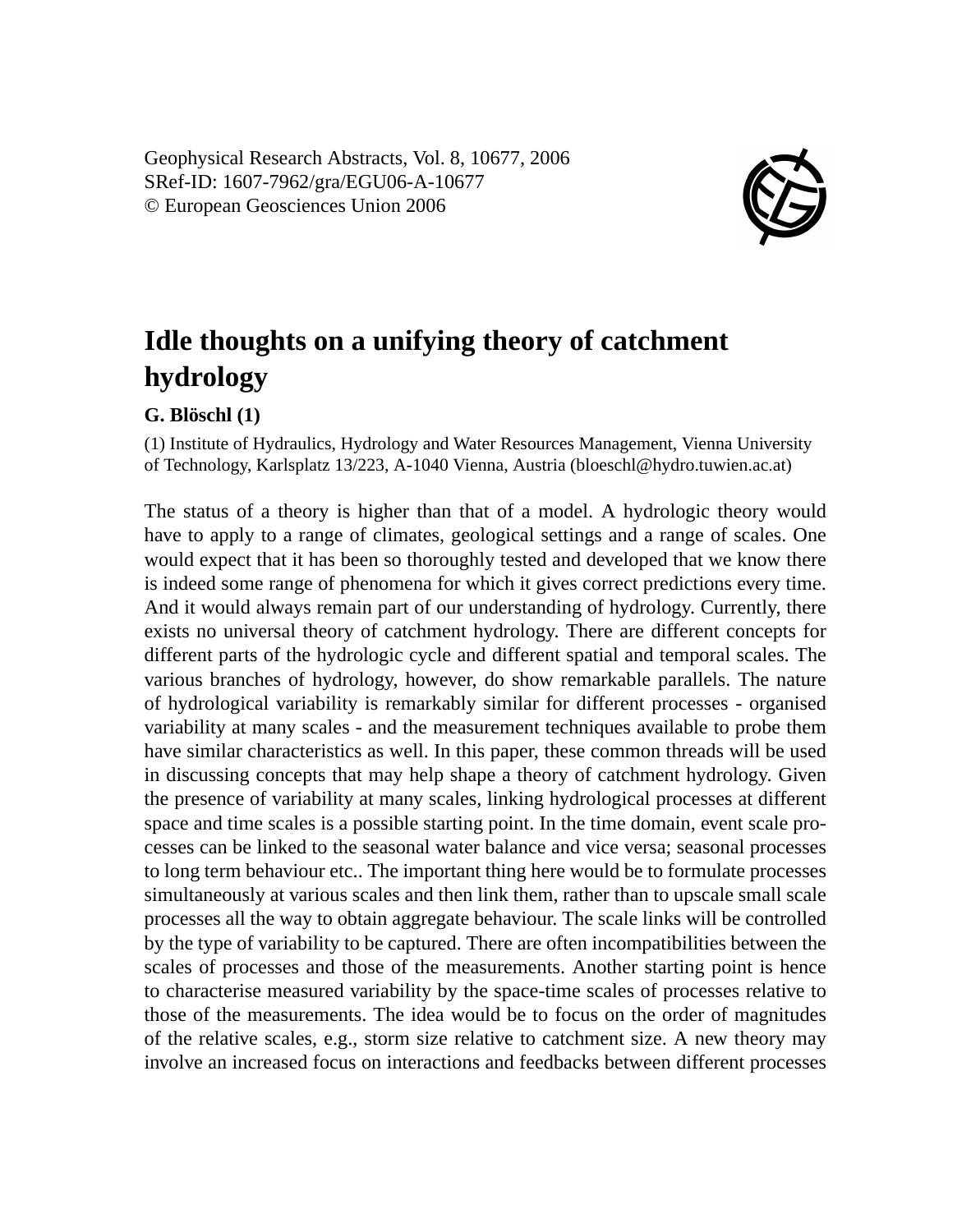Geophysical Research Abstracts, Vol. 8, 10677, 2006
SRef-ID: 1607-7962/gra/EGU06-A-10677
© European Geosciences Union 2006

# Idle thoughts on a unifying theory of catchment hydrology

**G. Blöschl (1)**

(1) Institute of Hydraulics, Hydrology and Water Resources Management, Vienna University of Technology, Karlsplatz 13/223, A-1040 Vienna, Austria (bloeschl@hydro.tuwien.ac.at)

The status of a theory is higher than that of a model. A hydrologic theory would have to apply to a range of climates, geological settings and a range of scales. One would expect that it has been so thoroughly tested and developed that we know there is indeed some range of phenomena for which it gives correct predictions every time. And it would always remain part of our understanding of hydrology. Currently, there exists no universal theory of catchment hydrology. There are different concepts for different parts of the hydrologic cycle and different spatial and temporal scales. The various branches of hydrology, however, do show remarkable parallels. The nature of hydrological variability is remarkably similar for different processes - organised variability at many scales - and the measurement techniques available to probe them have similar characteristics as well. In this paper, these common threads will be used in discussing concepts that may help shape a theory of catchment hydrology. Given the presence of variability at many scales, linking hydrological processes at different space and time scales is a possible starting point. In the time domain, event scale processes can be linked to the seasonal water balance and vice versa; seasonal processes to long term behaviour etc.. The important thing here would be to formulate processes simultaneously at various scales and then link them, rather than to upscale small scale processes all the way to obtain aggregate behaviour. The scale links will be controlled by the type of variability to be captured. There are often incompatibilities between the scales of processes and those of the measurements. Another starting point is hence to characterise measured variability by the space-time scales of processes relative to those of the measurements. The idea would be to focus on the order of magnitudes of the relative scales, e.g., storm size relative to catchment size. A new theory may involve an increased focus on interactions and feedbacks between different processes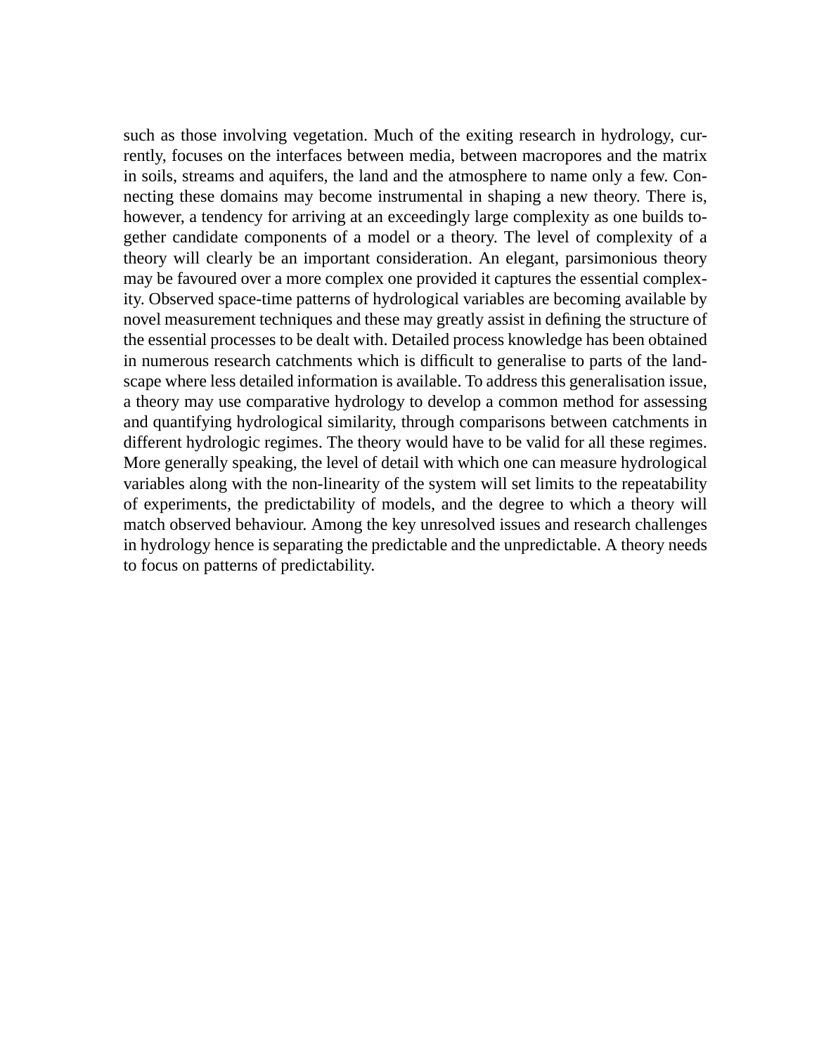such as those involving vegetation. Much of the exiting research in hydrology, currently, focuses on the interfaces between media, between macropores and the matrix in soils, streams and aquifers, the land and the atmosphere to name only a few. Connecting these domains may become instrumental in shaping a new theory. There is, however, a tendency for arriving at an exceedingly large complexity as one builds together candidate components of a model or a theory. The level of complexity of a theory will clearly be an important consideration. An elegant, parsimonious theory may be favoured over a more complex one provided it captures the essential complexity. Observed space-time patterns of hydrological variables are becoming available by novel measurement techniques and these may greatly assist in defining the structure of the essential processes to be dealt with. Detailed process knowledge has been obtained in numerous research catchments which is difficult to generalise to parts of the landscape where less detailed information is available. To address this generalisation issue, a theory may use comparative hydrology to develop a common method for assessing and quantifying hydrological similarity, through comparisons between catchments in different hydrologic regimes. The theory would have to be valid for all these regimes. More generally speaking, the level of detail with which one can measure hydrological variables along with the non-linearity of the system will set limits to the repeatability of experiments, the predictability of models, and the degree to which a theory will match observed behaviour. Among the key unresolved issues and research challenges in hydrology hence is separating the predictable and the unpredictable. A theory needs to focus on patterns of predictability.